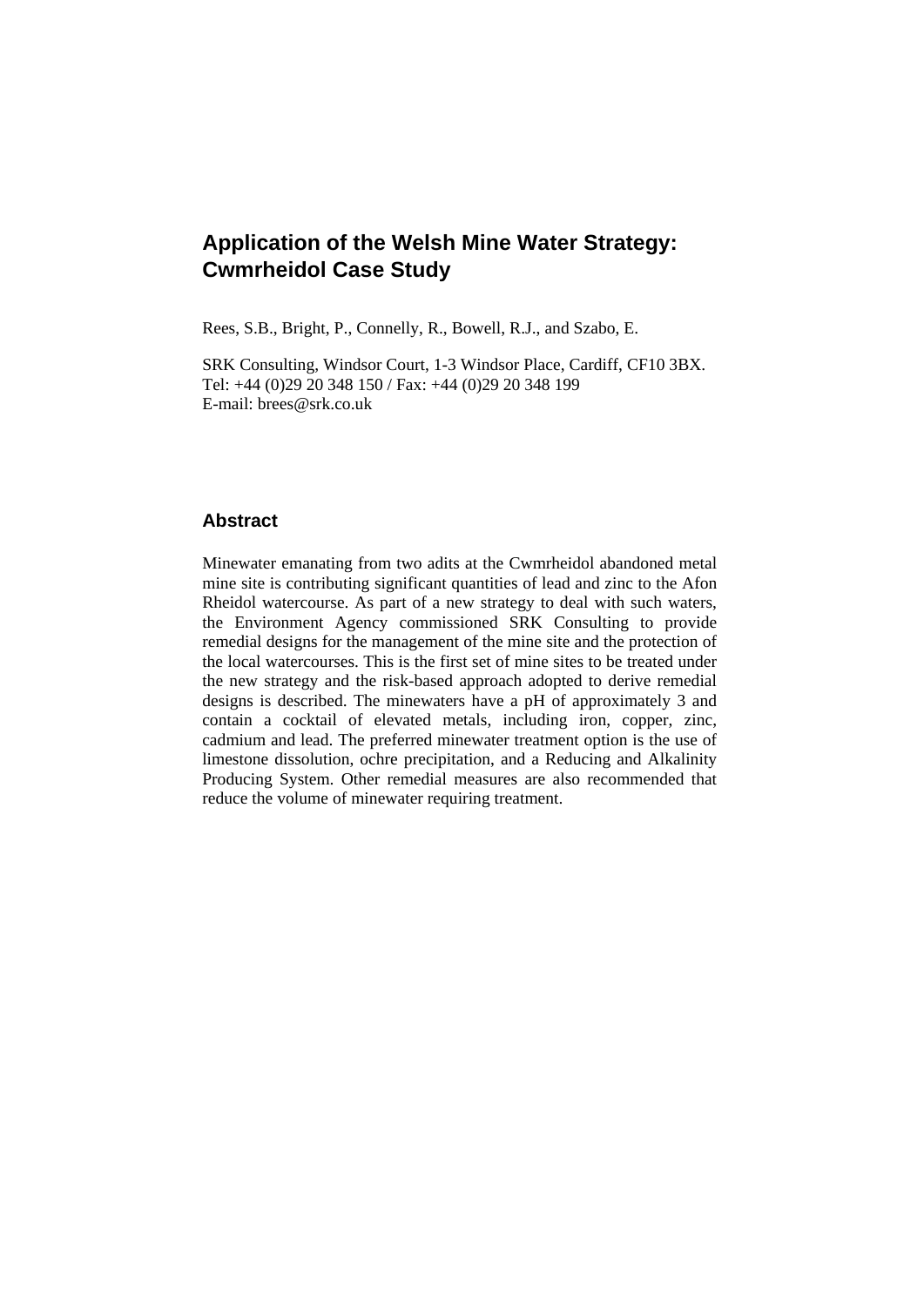# Application of the Welsh Mine Water Strategy: Cwmrheidol Case Study

Rees, S.B., Bright, P., Connelly, R., Bowell, R.J., and Szabo, E.

SRK Consulting, Windsor Court, 1-3 Windsor Place, Cardiff, CF10 3BX.
Tel: +44 (0)29 20 348 150 / Fax: +44 (0)29 20 348 199
E-mail: brees@srk.co.uk

## Abstract

Minewater emanating from two adits at the Cwmrheidol abandoned metal mine site is contributing significant quantities of lead and zinc to the Afon Rheidol watercourse. As part of a new strategy to deal with such waters, the Environment Agency commissioned SRK Consulting to provide remedial designs for the management of the mine site and the protection of the local watercourses. This is the first set of mine sites to be treated under the new strategy and the risk-based approach adopted to derive remedial designs is described. The minewaters have a pH of approximately 3 and contain a cocktail of elevated metals, including iron, copper, zinc, cadmium and lead. The preferred minewater treatment option is the use of limestone dissolution, ochre precipitation, and a Reducing and Alkalinity Producing System. Other remedial measures are also recommended that reduce the volume of minewater requiring treatment.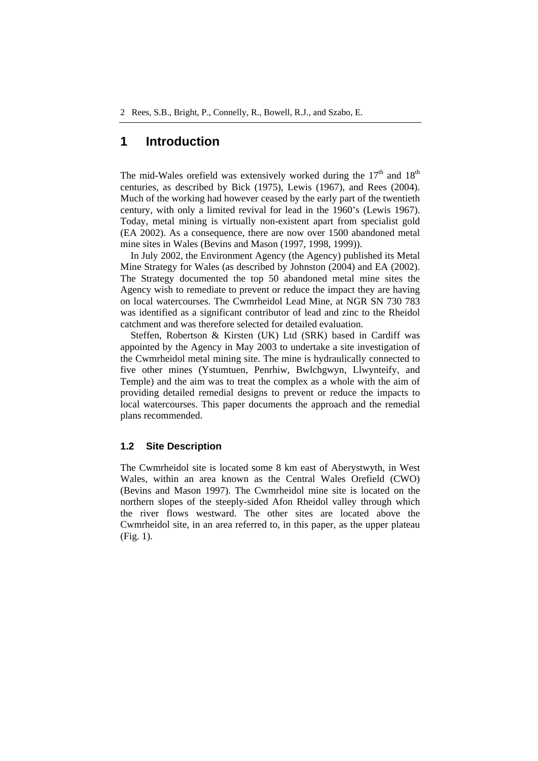# 1 Introduction

The mid-Wales orefield was extensively worked during the 17th and 18th centuries, as described by Bick (1975), Lewis (1967), and Rees (2004). Much of the working had however ceased by the early part of the twentieth century, with only a limited revival for lead in the 1960's (Lewis 1967). Today, metal mining is virtually non-existent apart from specialist gold (EA 2002). As a consequence, there are now over 1500 abandoned metal mine sites in Wales (Bevins and Mason (1997, 1998, 1999)).

In July 2002, the Environment Agency (the Agency) published its Metal Mine Strategy for Wales (as described by Johnston (2004) and EA (2002). The Strategy documented the top 50 abandoned metal mine sites the Agency wish to remediate to prevent or reduce the impact they are having on local watercourses. The Cwmrheidol Lead Mine, at NGR SN 730 783 was identified as a significant contributor of lead and zinc to the Rheidol catchment and was therefore selected for detailed evaluation.

Steffen, Robertson & Kirsten (UK) Ltd (SRK) based in Cardiff was appointed by the Agency in May 2003 to undertake a site investigation of the Cwmrheidol metal mining site. The mine is hydraulically connected to five other mines (Ystumtuen, Penrhiw, Bwlchgwyn, Llwynteify, and Temple) and the aim was to treat the complex as a whole with the aim of providing detailed remedial designs to prevent or reduce the impacts to local watercourses. This paper documents the approach and the remedial plans recommended.

## 1.2 Site Description

The Cwmrheidol site is located some 8 km east of Aberystwyth, in West Wales, within an area known as the Central Wales Orefield (CWO) (Bevins and Mason 1997). The Cwmrheidol mine site is located on the northern slopes of the steeply-sided Afon Rheidol valley through which the river flows westward. The other sites are located above the Cwmrheidol site, in an area referred to, in this paper, as the upper plateau (Fig. 1).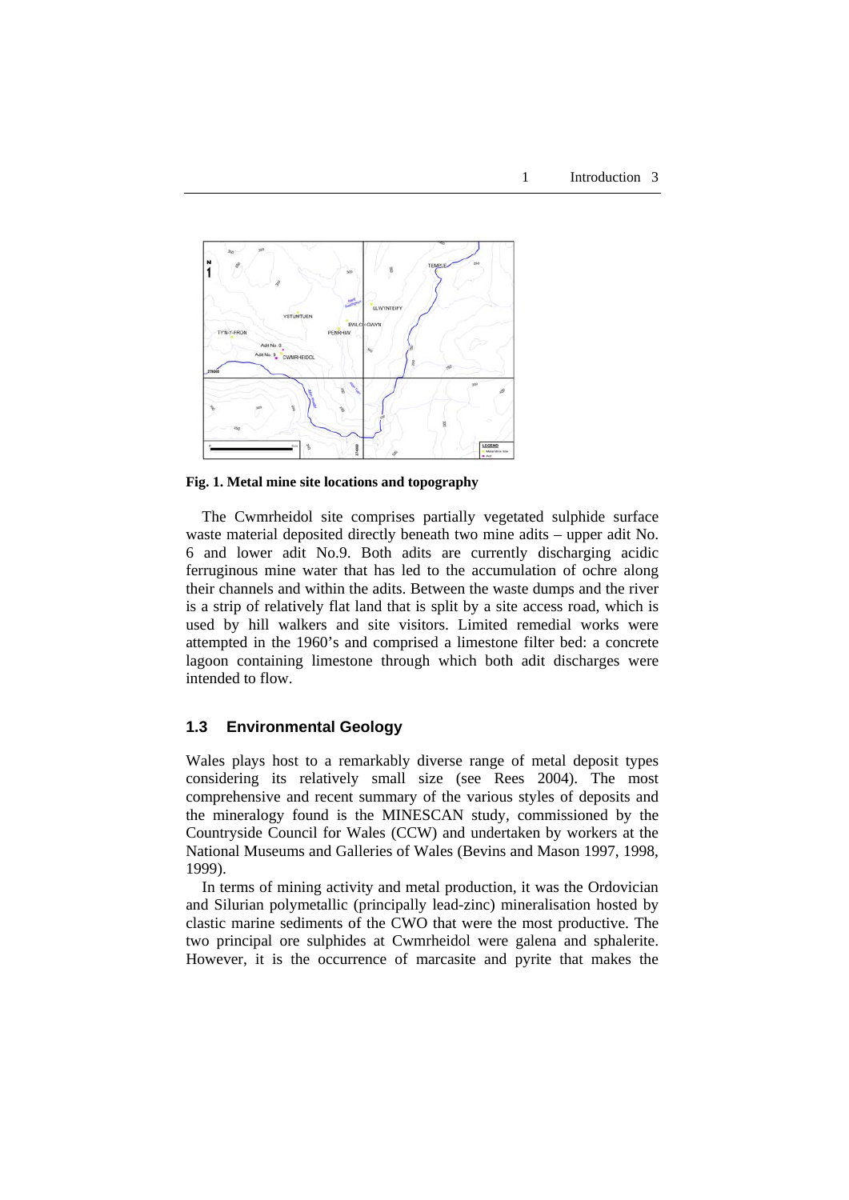**Fig. 1. Metal mine site locations and topography**

The Cwmrheidol site comprises partially vegetated sulphide surface waste material deposited directly beneath two mine adits – upper adit No. 6 and lower adit No.9. Both adits are currently discharging acidic ferruginous mine water that has led to the accumulation of ochre along their channels and within the adits. Between the waste dumps and the river is a strip of relatively flat land that is split by a site access road, which is used by hill walkers and site visitors. Limited remedial works were attempted in the 1960's and comprised a limestone filter bed: a concrete lagoon containing limestone through which both adit discharges were intended to flow.

### 1.3 Environmental Geology

Wales plays host to a remarkably diverse range of metal deposit types considering its relatively small size (see Rees 2004). The most comprehensive and recent summary of the various styles of deposits and the mineralogy found is the MINESCAN study, commissioned by the Countryside Council for Wales (CCW) and undertaken by workers at the National Museums and Galleries of Wales (Bevins and Mason 1997, 1998, 1999).

In terms of mining activity and metal production, it was the Ordovician and Silurian polymetallic (principally lead-zinc) mineralisation hosted by clastic marine sediments of the CWO that were the most productive. The two principal ore sulphides at Cwmrheidol were galena and sphalerite. However, it is the occurrence of marcasite and pyrite that makes the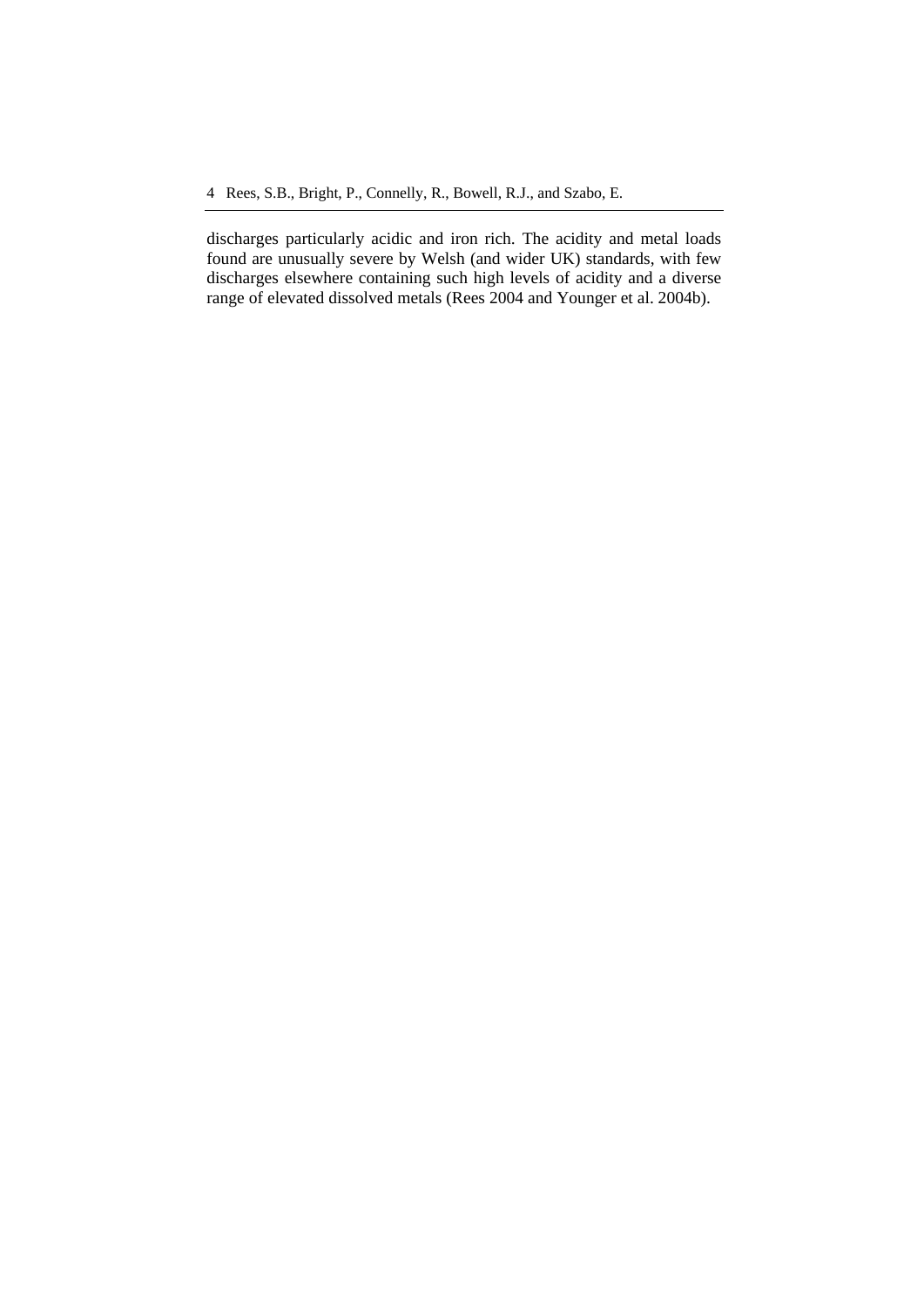discharges particularly acidic and iron rich. The acidity and metal loads found are unusually severe by Welsh (and wider UK) standards, with few discharges elsewhere containing such high levels of acidity and a diverse range of elevated dissolved metals (Rees 2004 and Younger et al. 2004b).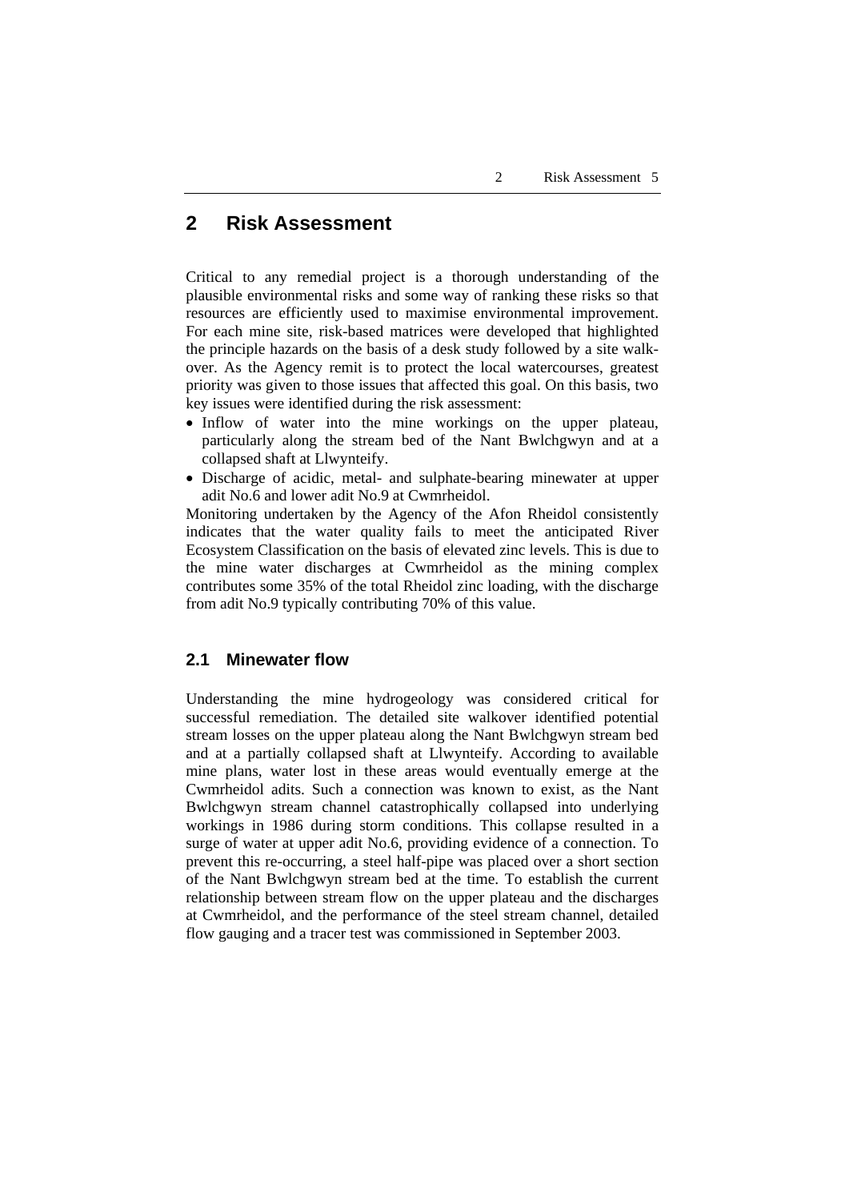# 2 Risk Assessment

Critical to any remedial project is a thorough understanding of the plausible environmental risks and some way of ranking these risks so that resources are efficiently used to maximise environmental improvement. For each mine site, risk-based matrices were developed that highlighted the principle hazards on the basis of a desk study followed by a site walk-over. As the Agency remit is to protect the local watercourses, greatest priority was given to those issues that affected this goal. On this basis, two key issues were identified during the risk assessment:

- Inflow of water into the mine workings on the upper plateau, particularly along the stream bed of the Nant Bwlchgwyn and at a collapsed shaft at Llwynteify.
- Discharge of acidic, metal- and sulphate-bearing minewater at upper adit No.6 and lower adit No.9 at Cwmrheidol.

Monitoring undertaken by the Agency of the Afon Rheidol consistently indicates that the water quality fails to meet the anticipated River Ecosystem Classification on the basis of elevated zinc levels. This is due to the mine water discharges at Cwmrheidol as the mining complex contributes some 35% of the total Rheidol zinc loading, with the discharge from adit No.9 typically contributing 70% of this value.

## 2.1 Minewater flow

Understanding the mine hydrogeology was considered critical for successful remediation. The detailed site walkover identified potential stream losses on the upper plateau along the Nant Bwlchgwyn stream bed and at a partially collapsed shaft at Llwynteify. According to available mine plans, water lost in these areas would eventually emerge at the Cwmrheidol adits. Such a connection was known to exist, as the Nant Bwlchgwyn stream channel catastrophically collapsed into underlying workings in 1986 during storm conditions. This collapse resulted in a surge of water at upper adit No.6, providing evidence of a connection. To prevent this re-occurring, a steel half-pipe was placed over a short section of the Nant Bwlchgwyn stream bed at the time. To establish the current relationship between stream flow on the upper plateau and the discharges at Cwmrheidol, and the performance of the steel stream channel, detailed flow gauging and a tracer test was commissioned in September 2003.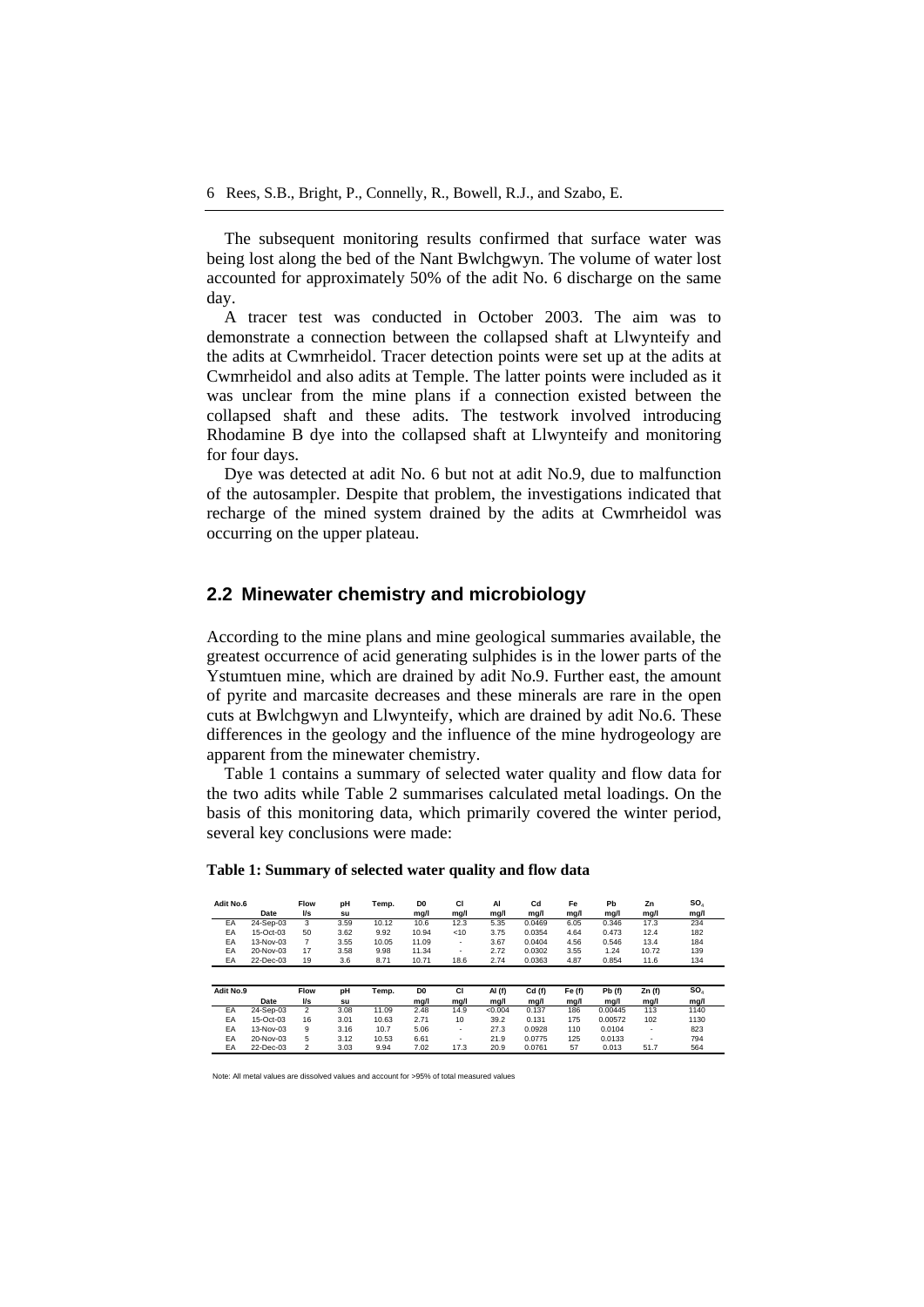The subsequent monitoring results confirmed that surface water was being lost along the bed of the Nant Bwlchgwyn. The volume of water lost accounted for approximately 50% of the adit No. 6 discharge on the same day.

A tracer test was conducted in October 2003. The aim was to demonstrate a connection between the collapsed shaft at Llwynteify and the adits at Cwmrheidol. Tracer detection points were set up at the adits at Cwmrheidol and also adits at Temple. The latter points were included as it was unclear from the mine plans if a connection existed between the collapsed shaft and these adits. The testwork involved introducing Rhodamine B dye into the collapsed shaft at Llwynteify and monitoring for four days.

Dye was detected at adit No. 6 but not at adit No.9, due to malfunction of the autosampler. Despite that problem, the investigations indicated that recharge of the mined system drained by the adits at Cwmrheidol was occurring on the upper plateau.

## 2.2 Minewater chemistry and microbiology

According to the mine plans and mine geological summaries available, the greatest occurrence of acid generating sulphides is in the lower parts of the Ystumtuen mine, which are drained by adit No.9. Further east, the amount of pyrite and marcasite decreases and these minerals are rare in the open cuts at Bwlchgwyn and Llwynteify, which are drained by adit No.6. These differences in the geology and the influence of the mine hydrogeology are apparent from the minewater chemistry.

Table 1 contains a summary of selected water quality and flow data for the two adits while Table 2 summarises calculated metal loadings. On the basis of this monitoring data, which primarily covered the winter period, several key conclusions were made:

**Table 1: Summary of selected water quality and flow data**

| Adit No.6 | Date | Flow l/s | pH su | Temp. | D0 mg/l | Cl mg/l | Al mg/l | Cd mg/l | Fe mg/l | Pb mg/l | Zn mg/l | $SO_4$ mg/l |
|---|---|---|---|---|---|---|---|---|---|---|---|---|
| EA | 24-Sep-03 | 3 | 3.59 | 10.12 | 10.6 | 12.3 | 5.35 | 0.0469 | 6.05 | 0.346 | 17.3 | 234 |
| EA | 15-Oct-03 | 50 | 3.62 | 9.92 | 10.94 | <10 | 3.75 | 0.0354 | 4.64 | 0.473 | 12.4 | 182 |
| EA | 13-Nov-03 | 7 | 3.55 | 10.05 | 11.09 | - | 3.67 | 0.0404 | 4.56 | 0.546 | 13.4 | 184 |
| EA | 20-Nov-03 | 17 | 3.58 | 9.98 | 11.34 | - | 2.72 | 0.0302 | 3.55 | 1.24 | 10.72 | 139 |
| EA | 22-Dec-03 | 19 | 3.6 | 8.71 | 10.71 | 18.6 | 2.74 | 0.0363 | 4.87 | 0.854 | 11.6 | 134 |

| Adit No.9 | Date | Flow l/s | pH su | Temp. | D0 mg/l | Cl mg/l | Al (f) mg/l | Cd (f) mg/l | Fe (f) mg/l | Pb (f) mg/l | Zn (f) mg/l | $SO_4$ mg/l |
|---|---|---|---|---|---|---|---|---|---|---|---|---|
| EA | 24-Sep-03 | 2 | 3.08 | 11.09 | 2.48 | 14.9 | <0.004 | 0.137 | 186 | 0.00445 | 113 | 1140 |
| EA | 15-Oct-03 | 16 | 3.01 | 10.63 | 2.71 | 10 | 39.2 | 0.131 | 175 | 0.00572 | 102 | 1130 |
| EA | 13-Nov-03 | 9 | 3.16 | 10.7 | 5.06 | - | 27.3 | 0.0928 | 110 | 0.0104 | - | 823 |
| EA | 20-Nov-03 | 5 | 3.12 | 10.53 | 6.61 | - | 21.9 | 0.0775 | 125 | 0.0133 | - | 794 |
| EA | 22-Dec-03 | 2 | 3.03 | 9.94 | 7.02 | 17.3 | 20.9 | 0.0761 | 57 | 0.013 | 51.7 | 564 |

Note: All metal values are dissolved values and account for >95% of total measured values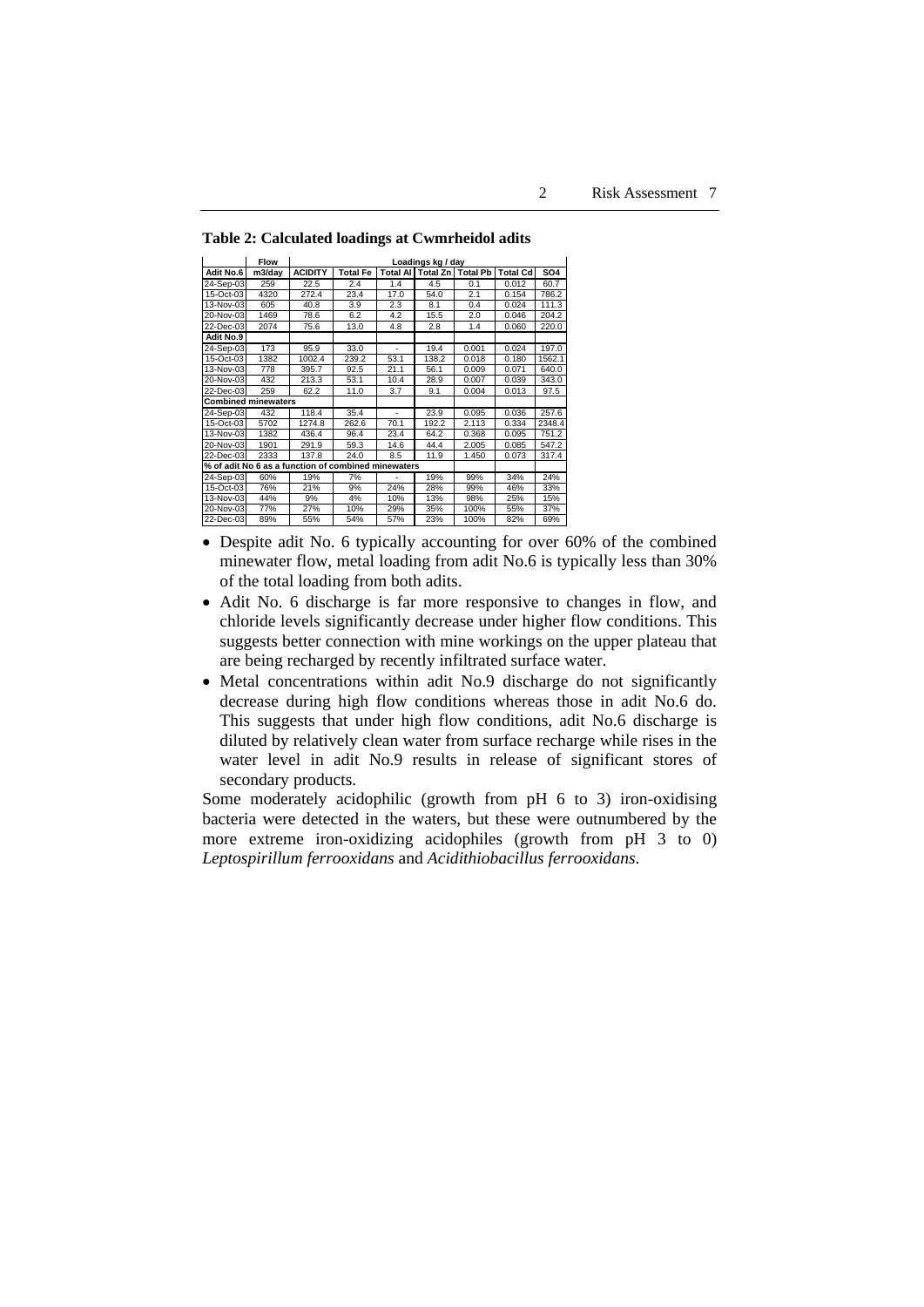**Table 2: Calculated loadings at Cwmrheidol adits**

| | Flow | Loadings kg / day | | | | | | |
|---|---|---|---|---|---|---|---|---|
| **Adit No.6** | **m3/day** | **ACIDITY** | **Total Fe** | **Total Al** | **Total Zn** | **Total Pb** | **Total Cd** | **SO4** |
| 24-Sep-03 | 259 | 22.5 | 2.4 | 1.4 | 4.5 | 0.1 | 0.012 | 60.7 |
| 15-Oct-03 | 4320 | 272.4 | 23.4 | 17.0 | 54.0 | 2.1 | 0.154 | 786.2 |
| 13-Nov-03 | 605 | 40.8 | 3.9 | 2.3 | 8.1 | 0.4 | 0.024 | 111.3 |
| 20-Nov-03 | 1469 | 78.6 | 6.2 | 4.2 | 15.5 | 2.0 | 0.046 | 204.2 |
| 22-Dec-03 | 2074 | 75.6 | 13.0 | 4.8 | 2.8 | 1.4 | 0.060 | 220.0 |
| **Adit No.9** | | | | | | | | |
| 24-Sep-03 | 173 | 95.9 | 33.0 | - | 19.4 | 0.001 | 0.024 | 197.0 |
| 15-Oct-03 | 1382 | 1002.4 | 239.2 | 53.1 | 138.2 | 0.018 | 0.180 | 1562.1 |
| 13-Nov-03 | 778 | 395.7 | 92.5 | 21.1 | 56.1 | 0.009 | 0.071 | 640.0 |
| 20-Nov-03 | 432 | 213.3 | 53.1 | 10.4 | 28.9 | 0.007 | 0.039 | 343.0 |
| 22-Dec-03 | 259 | 62.2 | 11.0 | 3.7 | 9.1 | 0.004 | 0.013 | 97.5 |
| **Combined minewaters** | | | | | | | | |
| 24-Sep-03 | 432 | 118.4 | 35.4 | - | 23.9 | 0.095 | 0.036 | 257.6 |
| 15-Oct-03 | 5702 | 1274.8 | 262.6 | 70.1 | 192.2 | 2.113 | 0.334 | 2348.4 |
| 13-Nov-03 | 1382 | 436.4 | 96.4 | 23.4 | 64.2 | 0.368 | 0.095 | 751.2 |
| 20-Nov-03 | 1901 | 291.9 | 59.3 | 14.6 | 44.4 | 2.005 | 0.085 | 547.2 |
| 22-Dec-03 | 2333 | 137.8 | 24.0 | 8.5 | 11.9 | 1.450 | 0.073 | 317.4 |
| **% of adit No 6 as a function of combined minewaters** | | | | | | | | |
| 24-Sep-03 | 60% | 19% | 7% | - | 19% | 99% | 34% | 24% |
| 15-Oct-03 | 76% | 21% | 9% | 24% | 28% | 99% | 46% | 33% |
| 13-Nov-03 | 44% | 9% | 4% | 10% | 13% | 98% | 25% | 15% |
| 20-Nov-03 | 77% | 27% | 10% | 29% | 35% | 100% | 55% | 37% |
| 22-Dec-03 | 89% | 55% | 54% | 57% | 23% | 100% | 82% | 69% |

- Despite adit No. 6 typically accounting for over 60% of the combined minewater flow, metal loading from adit No.6 is typically less than 30% of the total loading from both adits.
- Adit No. 6 discharge is far more responsive to changes in flow, and chloride levels significantly decrease under higher flow conditions. This suggests better connection with mine workings on the upper plateau that are being recharged by recently infiltrated surface water.
- Metal concentrations within adit No.9 discharge do not significantly decrease during high flow conditions whereas those in adit No.6 do. This suggests that under high flow conditions, adit No.6 discharge is diluted by relatively clean water from surface recharge while rises in the water level in adit No.9 results in release of significant stores of secondary products.

Some moderately acidophilic (growth from pH 6 to 3) iron-oxidising bacteria were detected in the waters, but these were outnumbered by the more extreme iron-oxidizing acidophiles (growth from pH 3 to 0) *Leptospirillum ferrooxidans* and *Acidithiobacillus ferrooxidans*.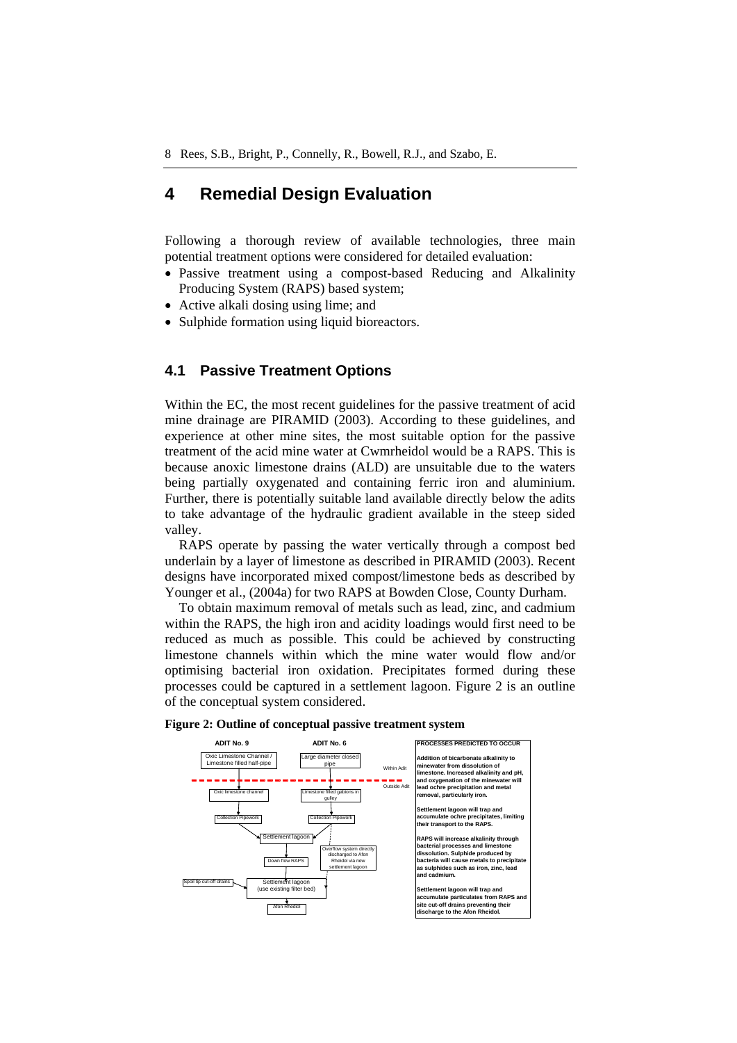# 4 Remedial Design Evaluation

Following a thorough review of available technologies, three main potential treatment options were considered for detailed evaluation:

- Passive treatment using a compost-based Reducing and Alkalinity Producing System (RAPS) based system;
- Active alkali dosing using lime; and
- Sulphide formation using liquid bioreactors.

## 4.1 Passive Treatment Options

Within the EC, the most recent guidelines for the passive treatment of acid mine drainage are PIRAMID (2003). According to these guidelines, and experience at other mine sites, the most suitable option for the passive treatment of the acid mine water at Cwmrheidol would be a RAPS. This is because anoxic limestone drains (ALD) are unsuitable due to the waters being partially oxygenated and containing ferric iron and aluminium. Further, there is potentially suitable land available directly below the adits to take advantage of the hydraulic gradient available in the steep sided valley.

RAPS operate by passing the water vertically through a compost bed underlain by a layer of limestone as described in PIRAMID (2003). Recent designs have incorporated mixed compost/limestone beds as described by Younger et al., (2004a) for two RAPS at Bowden Close, County Durham.

To obtain maximum removal of metals such as lead, zinc, and cadmium within the RAPS, the high iron and acidity loadings would first need to be reduced as much as possible. This could be achieved by constructing limestone channels within which the mine water would flow and/or optimising bacterial iron oxidation. Precipitates formed during these processes could be captured in a settlement lagoon. Figure 2 is an outline of the conceptual system considered.

**Figure 2: Outline of conceptual passive treatment system**

ADIT No. 9 → Oxic Limestone Channel / Limestone filled half-pipe (Within Adit) → Oxic limestone channel (Outside Adit) → Collection Pipework → Settlement lagoon

ADIT No. 6 → Large diameter closed pipe (Within Adit) → Limestone filled gabions in gulley (Outside Adit) → Collection Pipework → Settlement lagoon

Settlement lagoon → Down flow RAPS → Settlement lagoon (use existing filter bed) → Afon Rheidol

Settlement lagoon → Overflow system directly discharged to Afon Rheidol via new settlement lagoon

Spoil tip cut-off drains → Settlement lagoon (use existing filter bed)

**PROCESSES PREDICTED TO OCCUR**

**Addition of bicarbonate alkalinity to minewater from dissolution of limestone. Increased alkalinity and pH, and oxygenation of the minewater will lead ochre precipitation and metal removal, particularly iron.**

**Settlement lagoon will trap and accumulate ochre precipitates, limiting their transport to the RAPS.**

**RAPS will increase alkalinity through bacterial processes and limestone dissolution. Sulphide produced by bacteria will cause metals to precipitate as sulphides such as iron, zinc, lead and cadmium.**

**Settlement lagoon will trap and accumulate particulates from RAPS and site cut-off drains preventing their discharge to the Afon Rheidol.**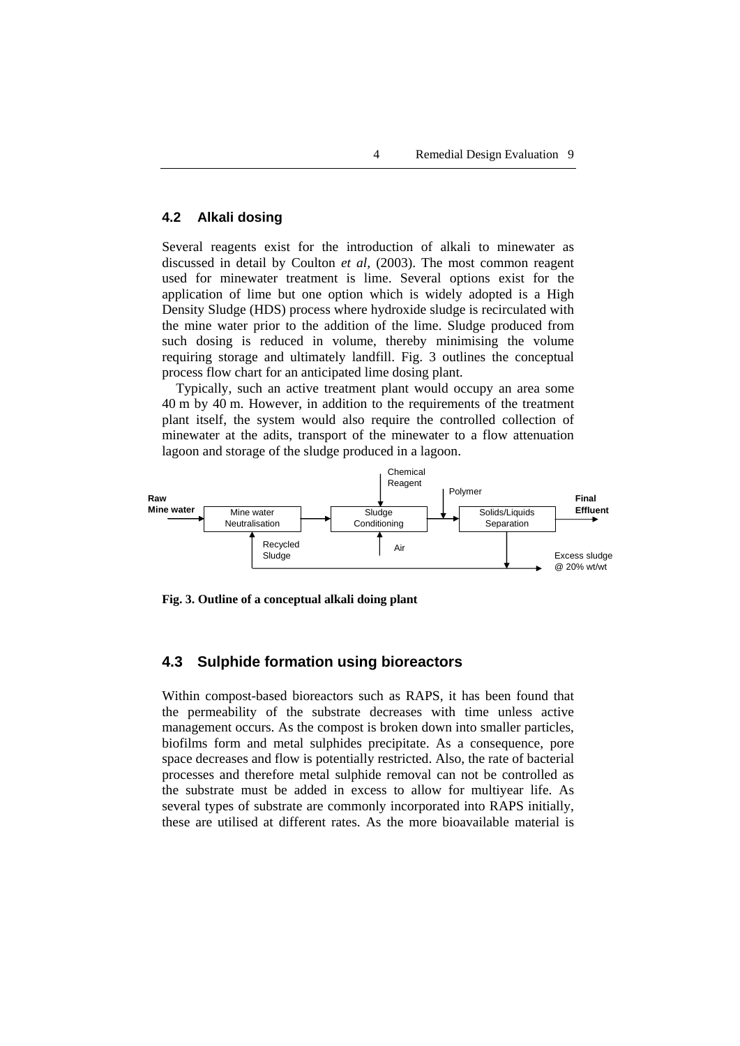## 4.2 Alkali dosing

Several reagents exist for the introduction of alkali to minewater as discussed in detail by Coulton *et al,* (2003). The most common reagent used for minewater treatment is lime. Several options exist for the application of lime but one option which is widely adopted is a High Density Sludge (HDS) process where hydroxide sludge is recirculated with the mine water prior to the addition of the lime. Sludge produced from such dosing is reduced in volume, thereby minimising the volume requiring storage and ultimately landfill. Fig. 3 outlines the conceptual process flow chart for an anticipated lime dosing plant.

Typically, such an active treatment plant would occupy an area some 40 m by 40 m. However, in addition to the requirements of the treatment plant itself, the system would also require the controlled collection of minewater at the adits, transport of the minewater to a flow attenuation lagoon and storage of the sludge produced in a lagoon.

Raw Mine water → Mine water Neutralisation → Sludge Conditioning (Chemical Reagent; Air) → Solids/Liquids Separation (Polymer) → Final Effluent

Recycled Sludge → Mine water Neutralisation; Excess sludge @ 20% wt/wt

**Fig. 3. Outline of a conceptual alkali doing plant**

## 4.3 Sulphide formation using bioreactors

Within compost-based bioreactors such as RAPS, it has been found that the permeability of the substrate decreases with time unless active management occurs. As the compost is broken down into smaller particles, biofilms form and metal sulphides precipitate. As a consequence, pore space decreases and flow is potentially restricted. Also, the rate of bacterial processes and therefore metal sulphide removal can not be controlled as the substrate must be added in excess to allow for multiyear life. As several types of substrate are commonly incorporated into RAPS initially, these are utilised at different rates. As the more bioavailable material is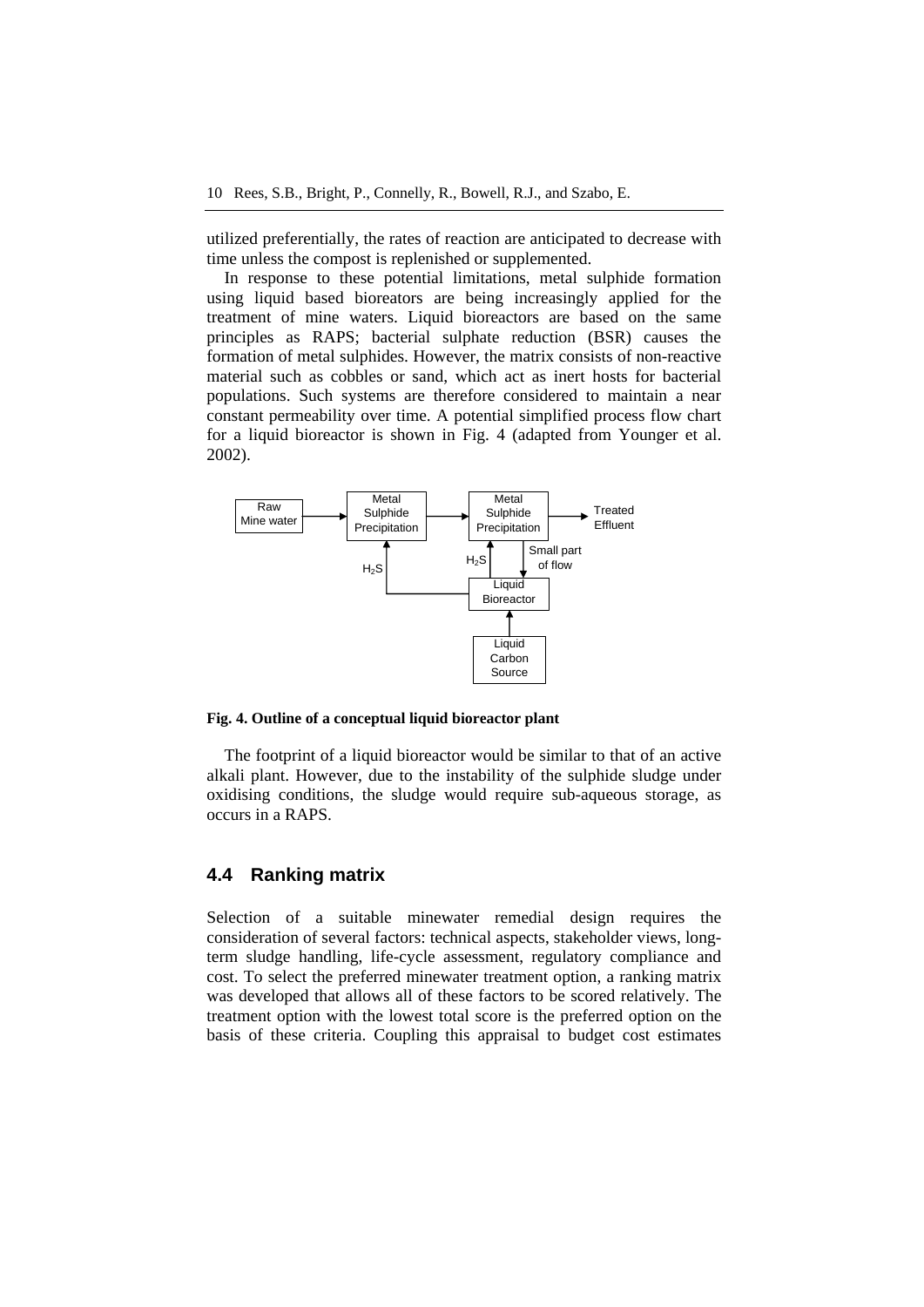utilized preferentially, the rates of reaction are anticipated to decrease with time unless the compost is replenished or supplemented.

In response to these potential limitations, metal sulphide formation using liquid based bioreators are being increasingly applied for the treatment of mine waters. Liquid bioreactors are based on the same principles as RAPS; bacterial sulphate reduction (BSR) causes the formation of metal sulphides. However, the matrix consists of non-reactive material such as cobbles or sand, which act as inert hosts for bacterial populations. Such systems are therefore considered to maintain a near constant permeability over time. A potential simplified process flow chart for a liquid bioreactor is shown in Fig. 4 (adapted from Younger et al. 2002).

Raw Mine water → Metal Sulphide Precipitation → Metal Sulphide Precipitation → Treated Effluent

Small part of flow → Liquid Bioreactor; Liquid Carbon Source → Liquid Bioreactor; $H_2S$ → Metal Sulphide Precipitation (both)

**Fig. 4. Outline of a conceptual liquid bioreactor plant**

The footprint of a liquid bioreactor would be similar to that of an active alkali plant. However, due to the instability of the sulphide sludge under oxidising conditions, the sludge would require sub-aqueous storage, as occurs in a RAPS.

## 4.4 Ranking matrix

Selection of a suitable minewater remedial design requires the consideration of several factors: technical aspects, stakeholder views, long-term sludge handling, life-cycle assessment, regulatory compliance and cost. To select the preferred minewater treatment option, a ranking matrix was developed that allows all of these factors to be scored relatively. The treatment option with the lowest total score is the preferred option on the basis of these criteria. Coupling this appraisal to budget cost estimates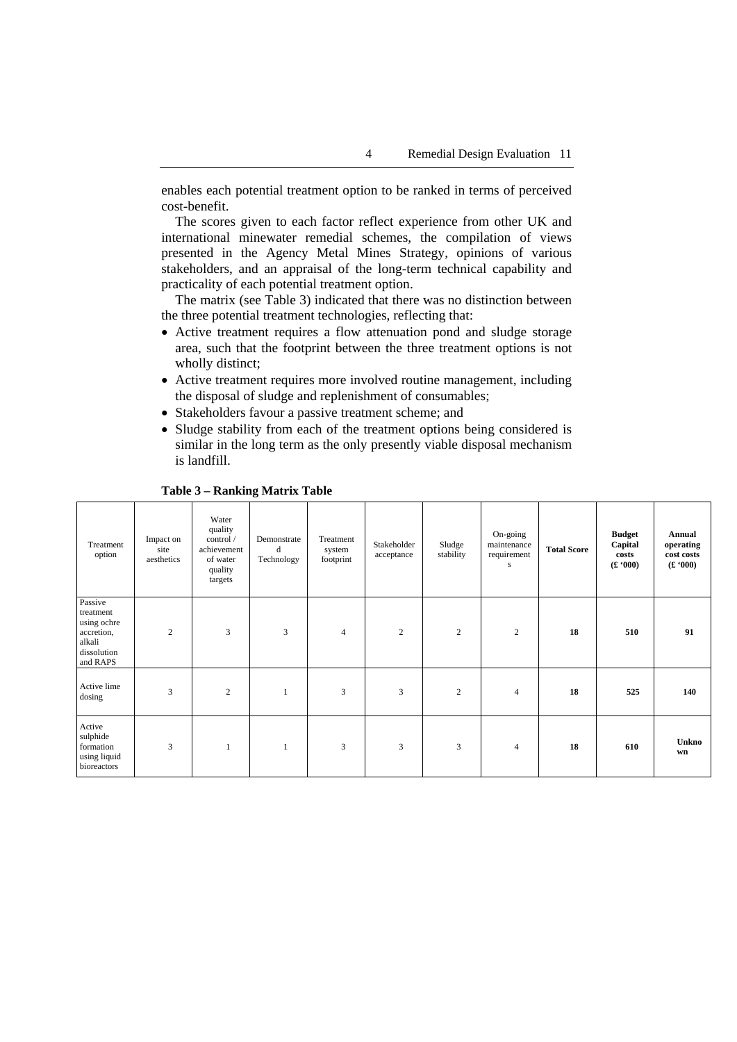enables each potential treatment option to be ranked in terms of perceived cost-benefit.

The scores given to each factor reflect experience from other UK and international minewater remedial schemes, the compilation of views presented in the Agency Metal Mines Strategy, opinions of various stakeholders, and an appraisal of the long-term technical capability and practicality of each potential treatment option.

The matrix (see Table 3) indicated that there was no distinction between the three potential treatment technologies, reflecting that:

- Active treatment requires a flow attenuation pond and sludge storage area, such that the footprint between the three treatment options is not wholly distinct;
- Active treatment requires more involved routine management, including the disposal of sludge and replenishment of consumables;
- Stakeholders favour a passive treatment scheme; and
- Sludge stability from each of the treatment options being considered is similar in the long term as the only presently viable disposal mechanism is landfill.

**Table 3 – Ranking Matrix Table**

| Treatment option | Impact on site aesthetics | Water quality control / achievement of water quality targets | Demonstrated Technology | Treatment system footprint | Stakeholder acceptance | Sludge stability | On-going maintenance requirements | **Total Score** | **Budget Capital costs (£ '000)** | **Annual operating cost costs (£ '000)** |
|---|---|---|---|---|---|---|---|---|---|---|
| Passive treatment using ochre accretion, alkali dissolution and RAPS | 2 | 3 | 3 | 4 | 2 | 2 | 2 | **18** | **510** | **91** |
| Active lime dosing | 3 | 2 | 1 | 3 | 3 | 2 | 4 | **18** | **525** | **140** |
| Active sulphide formation using liquid bioreactors | 3 | 1 | 1 | 3 | 3 | 3 | 4 | **18** | **610** | **Unknown** |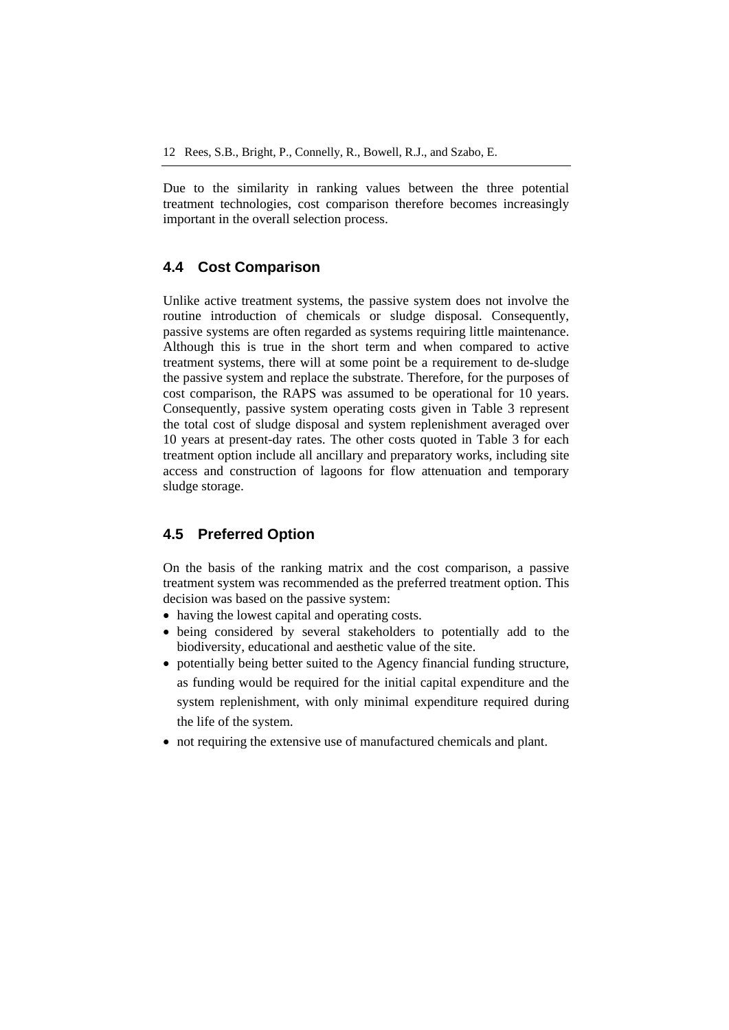Due to the similarity in ranking values between the three potential treatment technologies, cost comparison therefore becomes increasingly important in the overall selection process.

## 4.4 Cost Comparison

Unlike active treatment systems, the passive system does not involve the routine introduction of chemicals or sludge disposal. Consequently, passive systems are often regarded as systems requiring little maintenance. Although this is true in the short term and when compared to active treatment systems, there will at some point be a requirement to de-sludge the passive system and replace the substrate. Therefore, for the purposes of cost comparison, the RAPS was assumed to be operational for 10 years. Consequently, passive system operating costs given in Table 3 represent the total cost of sludge disposal and system replenishment averaged over 10 years at present-day rates. The other costs quoted in Table 3 for each treatment option include all ancillary and preparatory works, including site access and construction of lagoons for flow attenuation and temporary sludge storage.

## 4.5 Preferred Option

On the basis of the ranking matrix and the cost comparison, a passive treatment system was recommended as the preferred treatment option. This decision was based on the passive system:

- having the lowest capital and operating costs.
- being considered by several stakeholders to potentially add to the biodiversity, educational and aesthetic value of the site.
- potentially being better suited to the Agency financial funding structure, as funding would be required for the initial capital expenditure and the system replenishment, with only minimal expenditure required during the life of the system.
- not requiring the extensive use of manufactured chemicals and plant.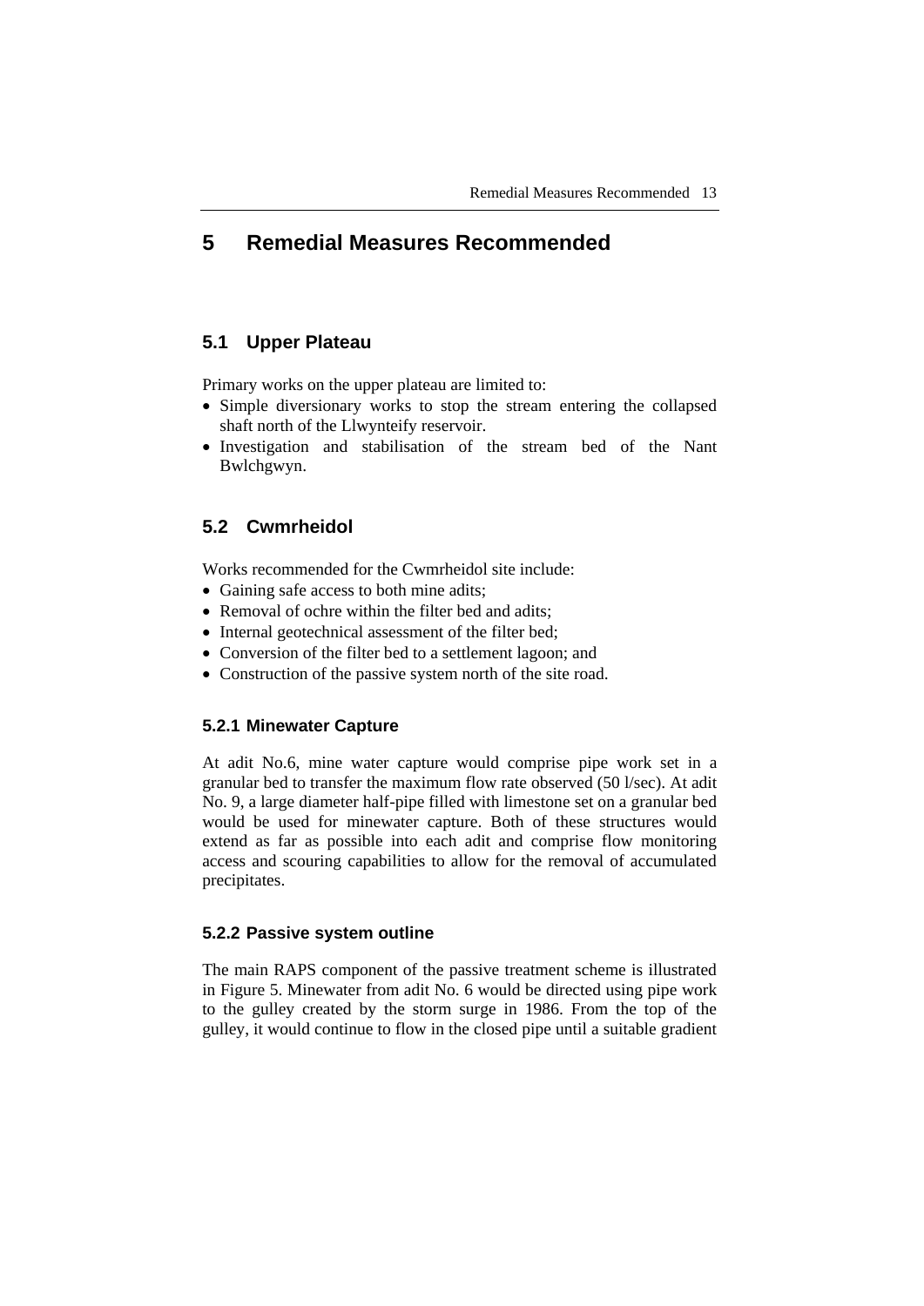# 5 Remedial Measures Recommended

## 5.1 Upper Plateau

Primary works on the upper plateau are limited to:

- Simple diversionary works to stop the stream entering the collapsed shaft north of the Llwynteify reservoir.
- Investigation and stabilisation of the stream bed of the Nant Bwlchgwyn.

## 5.2 Cwmrheidol

Works recommended for the Cwmrheidol site include:

- Gaining safe access to both mine adits;
- Removal of ochre within the filter bed and adits;
- Internal geotechnical assessment of the filter bed;
- Conversion of the filter bed to a settlement lagoon; and
- Construction of the passive system north of the site road.

### 5.2.1 Minewater Capture

At adit No.6, mine water capture would comprise pipe work set in a granular bed to transfer the maximum flow rate observed (50 l/sec). At adit No. 9, a large diameter half-pipe filled with limestone set on a granular bed would be used for minewater capture. Both of these structures would extend as far as possible into each adit and comprise flow monitoring access and scouring capabilities to allow for the removal of accumulated precipitates.

### 5.2.2 Passive system outline

The main RAPS component of the passive treatment scheme is illustrated in Figure 5. Minewater from adit No. 6 would be directed using pipe work to the gulley created by the storm surge in 1986. From the top of the gulley, it would continue to flow in the closed pipe until a suitable gradient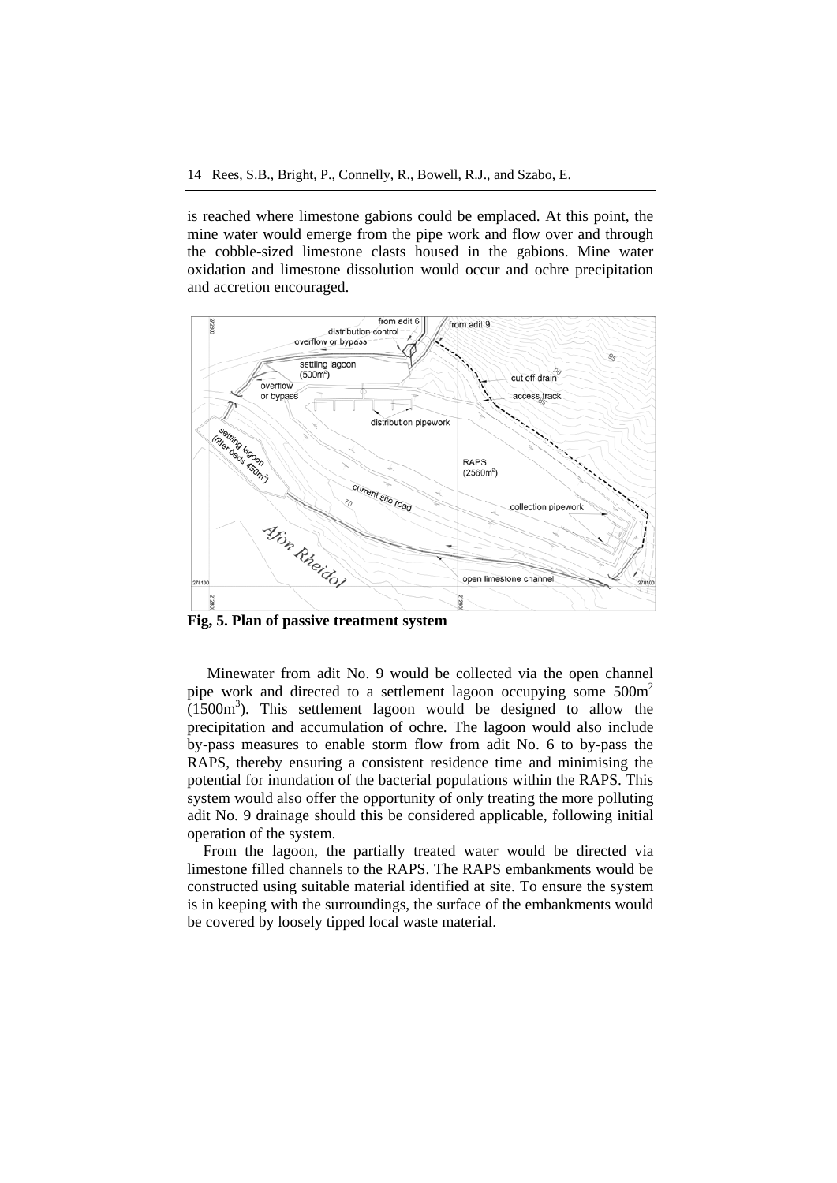is reached where limestone gabions could be emplaced. At this point, the mine water would emerge from the pipe work and flow over and through the cobble-sized limestone clasts housed in the gabions. Mine water oxidation and limestone dissolution would occur and ochre precipitation and accretion encouraged.

**Fig, 5. Plan of passive treatment system**

Minewater from adit No. 9 would be collected via the open channel pipe work and directed to a settlement lagoon occupying some 500m$^2$ (1500m$^3$). This settlement lagoon would be designed to allow the precipitation and accumulation of ochre. The lagoon would also include by-pass measures to enable storm flow from adit No. 6 to by-pass the RAPS, thereby ensuring a consistent residence time and minimising the potential for inundation of the bacterial populations within the RAPS. This system would also offer the opportunity of only treating the more polluting adit No. 9 drainage should this be considered applicable, following initial operation of the system.

From the lagoon, the partially treated water would be directed via limestone filled channels to the RAPS. The RAPS embankments would be constructed using suitable material identified at site. To ensure the system is in keeping with the surroundings, the surface of the embankments would be covered by loosely tipped local waste material.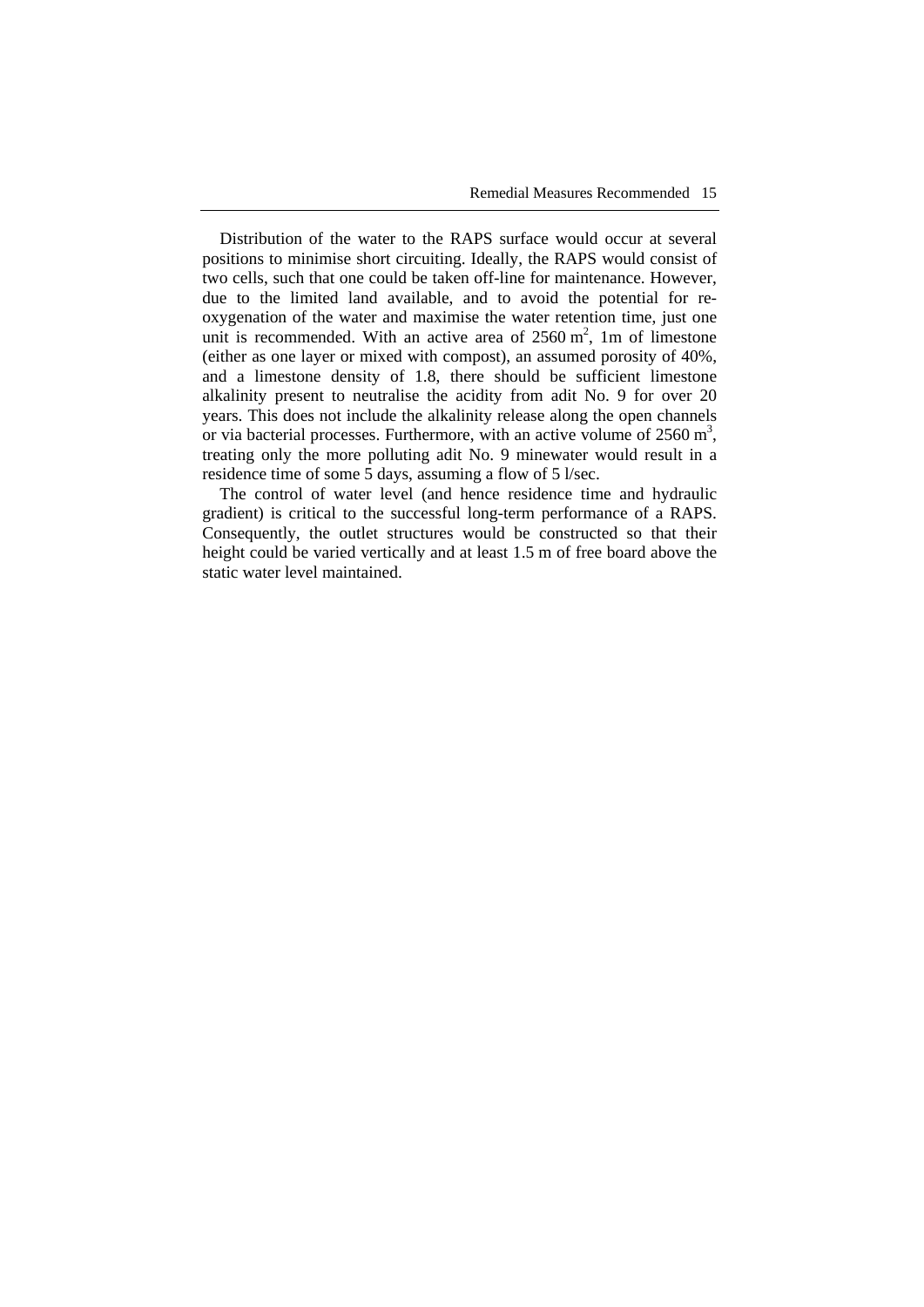Distribution of the water to the RAPS surface would occur at several positions to minimise short circuiting. Ideally, the RAPS would consist of two cells, such that one could be taken off-line for maintenance. However, due to the limited land available, and to avoid the potential for re-oxygenation of the water and maximise the water retention time, just one unit is recommended. With an active area of 2560 $m^2$, 1m of limestone (either as one layer or mixed with compost), an assumed porosity of 40%, and a limestone density of 1.8, there should be sufficient limestone alkalinity present to neutralise the acidity from adit No. 9 for over 20 years. This does not include the alkalinity release along the open channels or via bacterial processes. Furthermore, with an active volume of 2560 $m^3$, treating only the more polluting adit No. 9 minewater would result in a residence time of some 5 days, assuming a flow of 5 l/sec.

The control of water level (and hence residence time and hydraulic gradient) is critical to the successful long-term performance of a RAPS. Consequently, the outlet structures would be constructed so that their height could be varied vertically and at least 1.5 m of free board above the static water level maintained.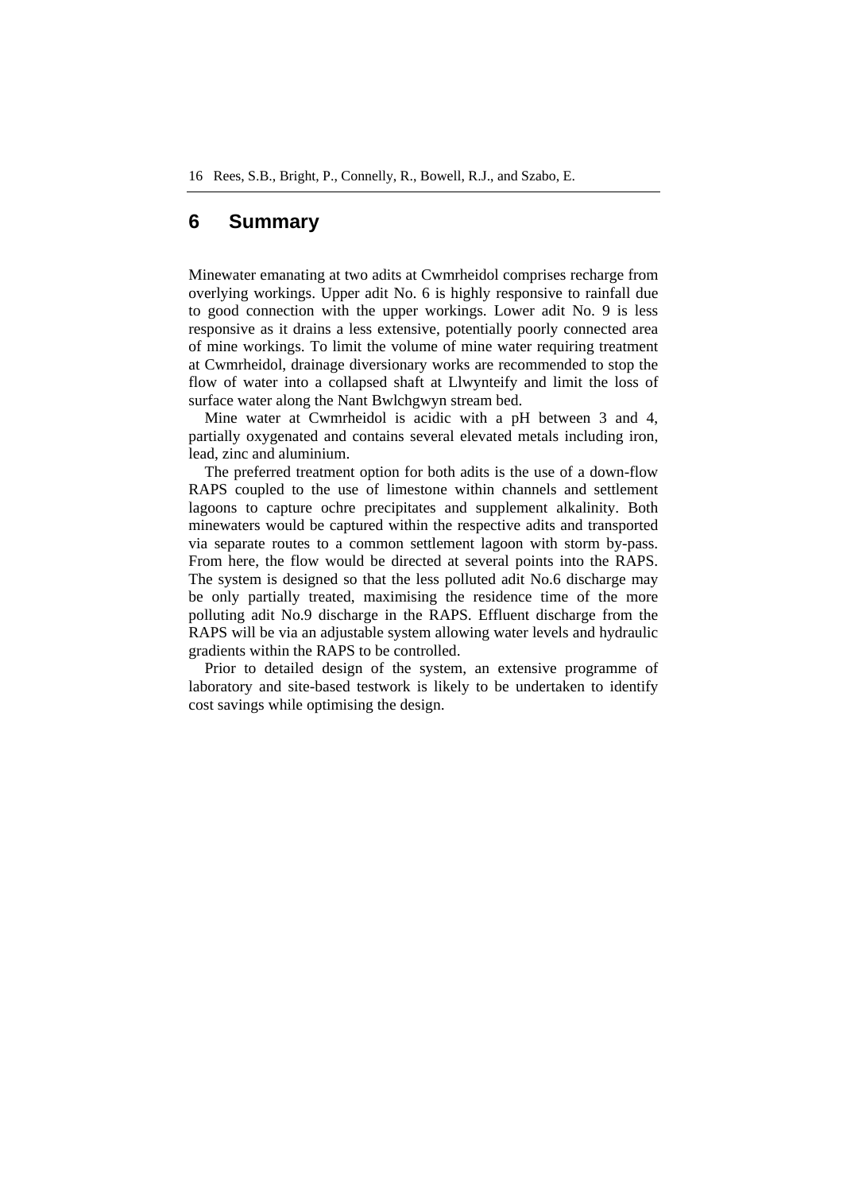## 6 Summary

Minewater emanating at two adits at Cwmrheidol comprises recharge from overlying workings. Upper adit No. 6 is highly responsive to rainfall due to good connection with the upper workings. Lower adit No. 9 is less responsive as it drains a less extensive, potentially poorly connected area of mine workings. To limit the volume of mine water requiring treatment at Cwmrheidol, drainage diversionary works are recommended to stop the flow of water into a collapsed shaft at Llwynteify and limit the loss of surface water along the Nant Bwlchgwyn stream bed.

Mine water at Cwmrheidol is acidic with a pH between 3 and 4, partially oxygenated and contains several elevated metals including iron, lead, zinc and aluminium.

The preferred treatment option for both adits is the use of a down-flow RAPS coupled to the use of limestone within channels and settlement lagoons to capture ochre precipitates and supplement alkalinity. Both minewaters would be captured within the respective adits and transported via separate routes to a common settlement lagoon with storm by-pass. From here, the flow would be directed at several points into the RAPS. The system is designed so that the less polluted adit No.6 discharge may be only partially treated, maximising the residence time of the more polluting adit No.9 discharge in the RAPS. Effluent discharge from the RAPS will be via an adjustable system allowing water levels and hydraulic gradients within the RAPS to be controlled.

Prior to detailed design of the system, an extensive programme of laboratory and site-based testwork is likely to be undertaken to identify cost savings while optimising the design.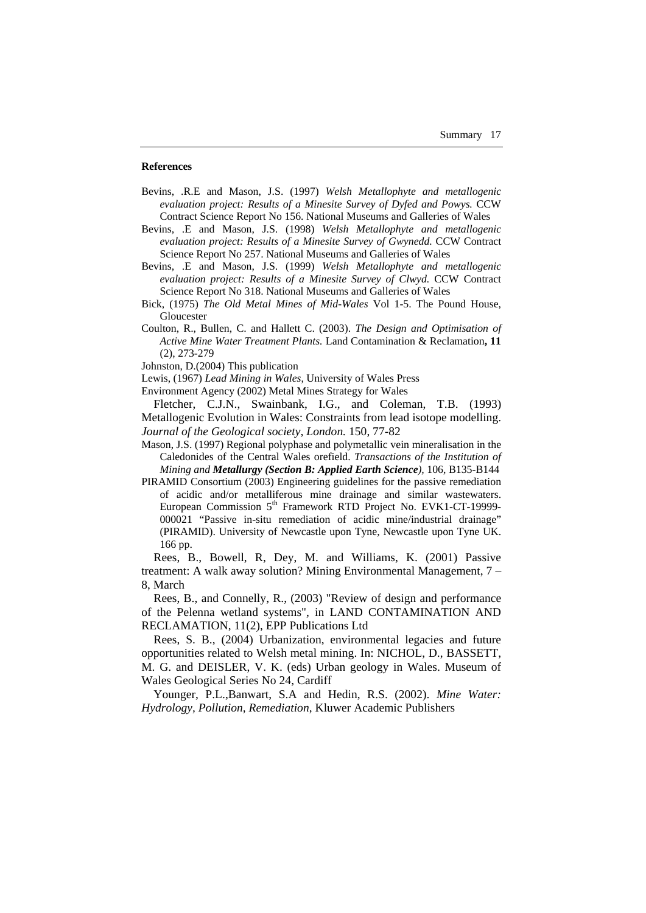**References**

Bevins, .R.E and Mason, J.S. (1997) *Welsh Metallophyte and metallogenic evaluation project: Results of a Minesite Survey of Dyfed and Powys.* CCW Contract Science Report No 156. National Museums and Galleries of Wales

Bevins, .E and Mason, J.S. (1998) *Welsh Metallophyte and metallogenic evaluation project: Results of a Minesite Survey of Gwynedd.* CCW Contract Science Report No 257. National Museums and Galleries of Wales

Bevins, .E and Mason, J.S. (1999) *Welsh Metallophyte and metallogenic evaluation project: Results of a Minesite Survey of Clwyd.* CCW Contract Science Report No 318. National Museums and Galleries of Wales

Bick, (1975) *The Old Metal Mines of Mid-Wales* Vol 1-5. The Pound House, Gloucester

Coulton, R., Bullen, C. and Hallett C. (2003). *The Design and Optimisation of Active Mine Water Treatment Plants.* Land Contamination & Reclamation**, 11** (2), 273-279

Johnston, D.(2004) This publication

Lewis, (1967) *Lead Mining in Wales*, University of Wales Press

Environment Agency (2002) Metal Mines Strategy for Wales

Fletcher, C.J.N., Swainbank, I.G., and Coleman, T.B. (1993) Metallogenic Evolution in Wales: Constraints from lead isotope modelling. *Journal of the Geological society, London.* 150, 77-82

Mason, J.S. (1997) Regional polyphase and polymetallic vein mineralisation in the Caledonides of the Central Wales orefield. *Transactions of the Institution of Mining and **Metallurgy (Section B: Applied Earth Science**),* 106, B135-B144

PIRAMID Consortium (2003) Engineering guidelines for the passive remediation of acidic and/or metalliferous mine drainage and similar wastewaters. European Commission 5th Framework RTD Project No. EVK1-CT-19999-000021 "Passive in-situ remediation of acidic mine/industrial drainage" (PIRAMID). University of Newcastle upon Tyne, Newcastle upon Tyne UK. 166 pp.

Rees, B., Bowell, R, Dey, M. and Williams, K. (2001) Passive treatment: A walk away solution? Mining Environmental Management, 7 – 8, March

Rees, B., and Connelly, R., (2003) "Review of design and performance of the Pelenna wetland systems", in LAND CONTAMINATION AND RECLAMATION, 11(2), EPP Publications Ltd

Rees, S. B., (2004) Urbanization, environmental legacies and future opportunities related to Welsh metal mining. In: NICHOL, D., BASSETT, M. G. and DEISLER, V. K. (eds) Urban geology in Wales. Museum of Wales Geological Series No 24, Cardiff

Younger, P.L.,Banwart, S.A and Hedin, R.S. (2002). *Mine Water: Hydrology, Pollution, Remediation*, Kluwer Academic Publishers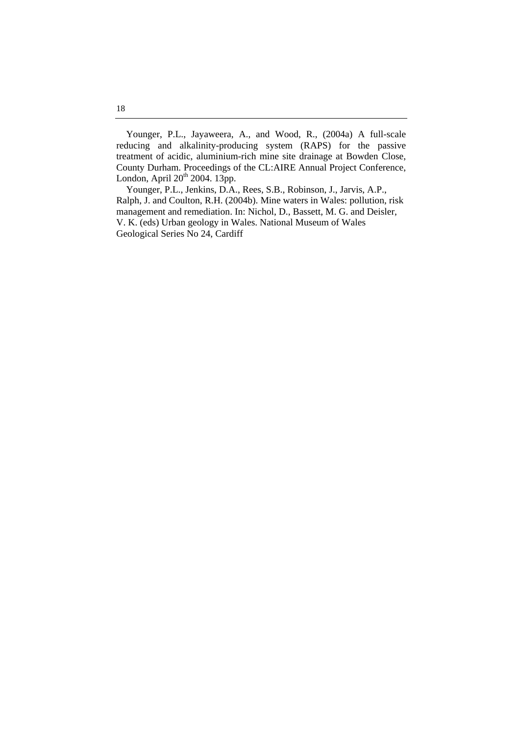Younger, P.L., Jayaweera, A., and Wood, R., (2004a) A full-scale reducing and alkalinity-producing system (RAPS) for the passive treatment of acidic, aluminium-rich mine site drainage at Bowden Close, County Durham. Proceedings of the CL:AIRE Annual Project Conference, London, April 20th 2004. 13pp.

Younger, P.L., Jenkins, D.A., Rees, S.B., Robinson, J., Jarvis, A.P., Ralph, J. and Coulton, R.H. (2004b). Mine waters in Wales: pollution, risk management and remediation. In: Nichol, D., Bassett, M. G. and Deisler, V. K. (eds) Urban geology in Wales. National Museum of Wales Geological Series No 24, Cardiff